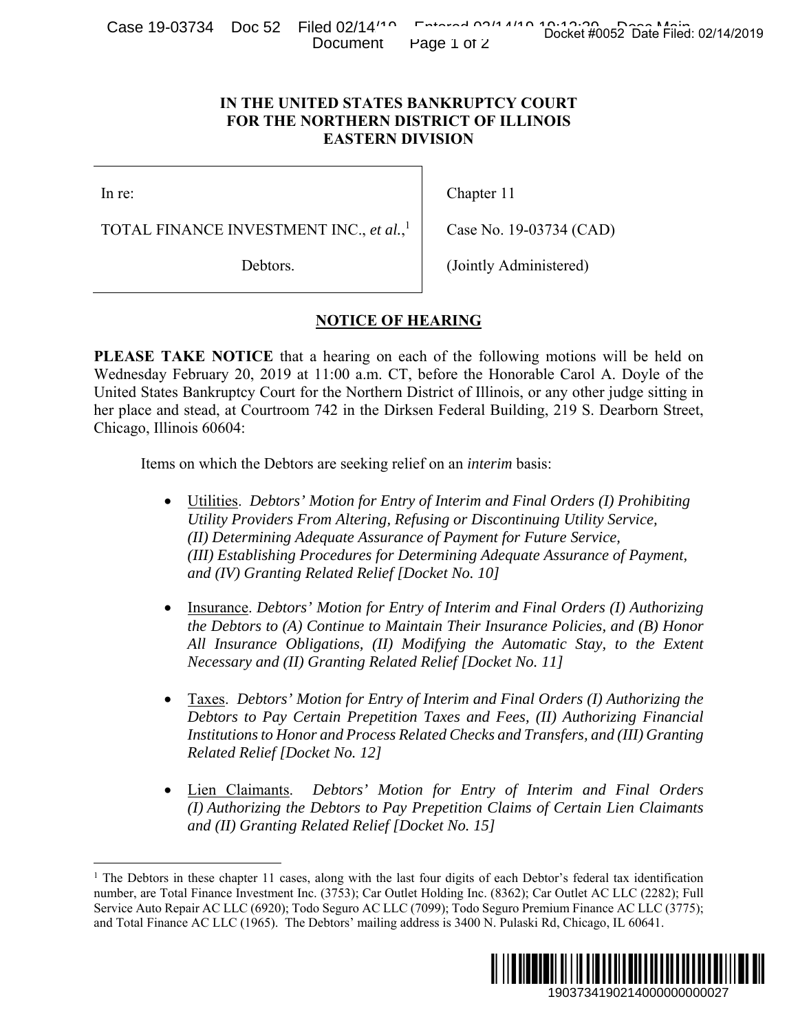**IN THE UNITED STATES BANKRUPTCY COURT**
**FOR THE NORTHERN DISTRICT OF ILLINOIS**
**EASTERN DIVISION**

| | |
|---|---|
| In re: | Chapter 11 |
| TOTAL FINANCE INVESTMENT INC., *et al.*,[1] | Case No. 19-03734 (CAD) |
| Debtors. | (Jointly Administered) |

**NOTICE OF HEARING**

**PLEASE TAKE NOTICE** that a hearing on each of the following motions will be held on Wednesday February 20, 2019 at 11:00 a.m. CT, before the Honorable Carol A. Doyle of the United States Bankruptcy Court for the Northern District of Illinois, or any other judge sitting in her place and stead, at Courtroom 742 in the Dirksen Federal Building, 219 S. Dearborn Street, Chicago, Illinois 60604:

Items on which the Debtors are seeking relief on an *interim* basis:

- Utilities. *Debtors' Motion for Entry of Interim and Final Orders (I) Prohibiting Utility Providers From Altering, Refusing or Discontinuing Utility Service, (II) Determining Adequate Assurance of Payment for Future Service, (III) Establishing Procedures for Determining Adequate Assurance of Payment, and (IV) Granting Related Relief [Docket No. 10]*

- Insurance. *Debtors' Motion for Entry of Interim and Final Orders (I) Authorizing the Debtors to (A) Continue to Maintain Their Insurance Policies, and (B) Honor All Insurance Obligations, (II) Modifying the Automatic Stay, to the Extent Necessary and (II) Granting Related Relief [Docket No. 11]*

- Taxes. *Debtors' Motion for Entry of Interim and Final Orders (I) Authorizing the Debtors to Pay Certain Prepetition Taxes and Fees, (II) Authorizing Financial Institutions to Honor and Process Related Checks and Transfers, and (III) Granting Related Relief [Docket No. 12]*

- Lien Claimants. *Debtors' Motion for Entry of Interim and Final Orders (I) Authorizing the Debtors to Pay Prepetition Claims of Certain Lien Claimants and (II) Granting Related Relief [Docket No. 15]*

---

[1] The Debtors in these chapter 11 cases, along with the last four digits of each Debtor's federal tax identification number, are Total Finance Investment Inc. (3753); Car Outlet Holding Inc. (8362); Car Outlet AC LLC (2282); Full Service Auto Repair AC LLC (6920); Todo Seguro AC LLC (7099); Todo Seguro Premium Finance AC LLC (3775); and Total Finance AC LLC (1965). The Debtors' mailing address is 3400 N. Pulaski Rd, Chicago, IL 60641.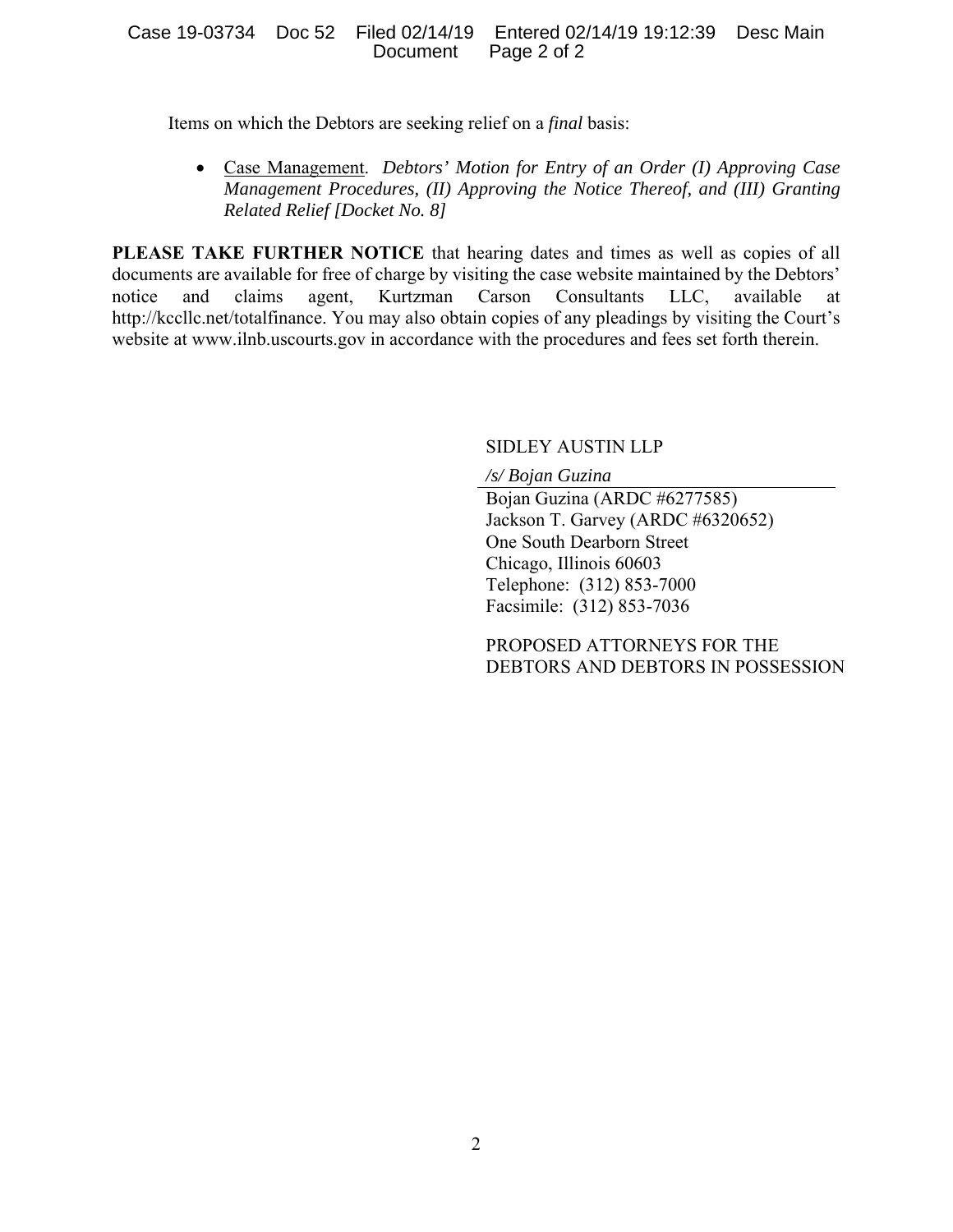Items on which the Debtors are seeking relief on a *final* basis:

- Case Management. *Debtors' Motion for Entry of an Order (I) Approving Case Management Procedures, (II) Approving the Notice Thereof, and (III) Granting Related Relief [Docket No. 8]*

**PLEASE TAKE FURTHER NOTICE** that hearing dates and times as well as copies of all documents are available for free of charge by visiting the case website maintained by the Debtors' notice and claims agent, Kurtzman Carson Consultants LLC, available at http://kccllc.net/totalfinance. You may also obtain copies of any pleadings by visiting the Court's website at www.ilnb.uscourts.gov in accordance with the procedures and fees set forth therein.

SIDLEY AUSTIN LLP

*/s/ Bojan Guzina*

Bojan Guzina (ARDC #6277585)
Jackson T. Garvey (ARDC #6320652)
One South Dearborn Street
Chicago, Illinois 60603
Telephone: (312) 853-7000
Facsimile: (312) 853-7036

PROPOSED ATTORNEYS FOR THE DEBTORS AND DEBTORS IN POSSESSION